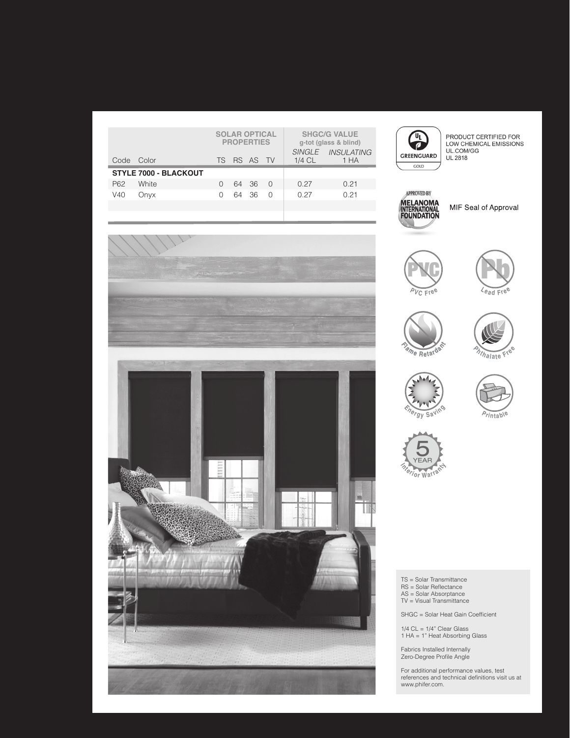| | | SOLAR OPTICAL PROPERTIES | | | | SHGC/G VALUE g-tot (glass & blind) | |
|---|---|---|---|---|---|---|---|
| | | | | | | *SINGLE* | *INSULATING* |
| Code | Color | TS | RS | AS | TV | 1/4 CL | 1 HA |
| **STYLE 7000 - BLACKOUT** | | | | | | | |
| P62 | White | 0 | 64 | 36 | 0 | 0.27 | 0.21 |
| V40 | Onyx | 0 | 64 | 36 | 0 | 0.27 | 0.21 |

GREENGUARD GOLD

PRODUCT CERTIFIED FOR LOW CHEMICAL EMISSIONS
UL.COM/GG
UL 2818

APPROVED BY MELANOMA INTERNATIONAL FOUNDATION

MIF Seal of Approval

PVC Free

Lead Free

Flame Retardant

Phthalate Free

Energy Saving

Printable

5 YEAR Interior Warranty

TS = Solar Transmittance
RS = Solar Reflectance
AS = Solar Absorptance
TV = Visual Transmittance

SHGC = Solar Heat Gain Coefficient

1/4 CL = 1/4" Clear Glass
1 HA = 1" Heat Absorbing Glass

Fabrics Installed Internally
Zero-Degree Profile Angle

For additional performance values, test references and technical definitions visit us at www.phifer.com.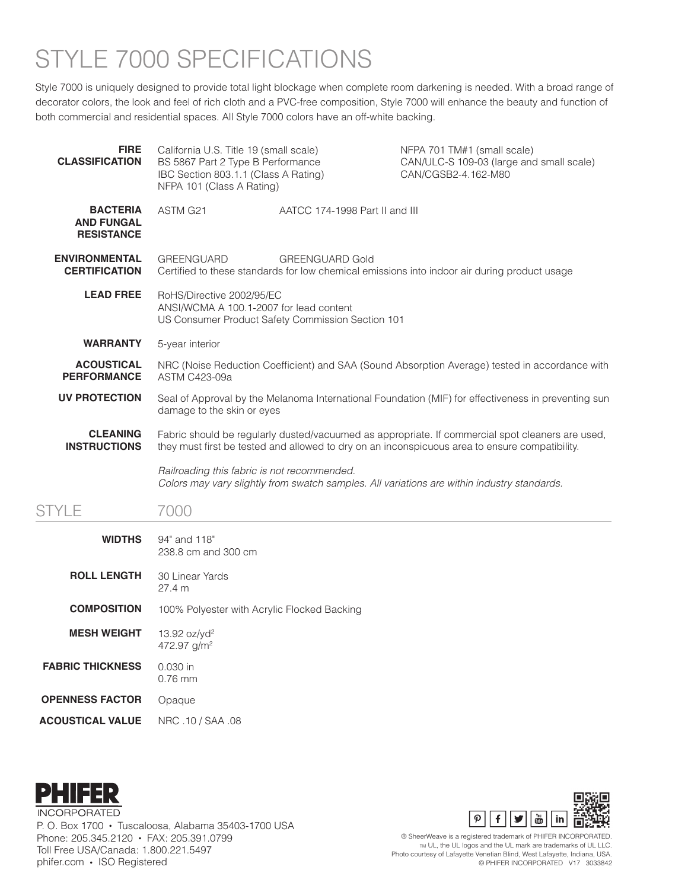# STYLE 7000 SPECIFICATIONS

Style 7000 is uniquely designed to provide total light blockage when complete room darkening is needed. With a broad range of decorator colors, the look and feel of rich cloth and a PVC-free composition, Style 7000 will enhance the beauty and function of both commercial and residential spaces. All Style 7000 colors have an off-white backing.

| | |
|---|---|
| **FIRE CLASSIFICATION** | California U.S. Title 19 (small scale)<br>BS 5867 Part 2 Type B Performance<br>IBC Section 803.1.1 (Class A Rating)<br>NFPA 101 (Class A Rating)<br>NFPA 701 TM#1 (small scale)<br>CAN/ULC-S 109-03 (large and small scale)<br>CAN/CGSB2-4.162-M80 |
| **BACTERIA AND FUNGAL RESISTANCE** | ASTM G21<br>AATCC 174-1998 Part II and III |
| **ENVIRONMENTAL CERTIFICATION** | GREENGUARD<br>GREENGUARD Gold<br>Certified to these standards for low chemical emissions into indoor air during product usage |
| **LEAD FREE** | RoHS/Directive 2002/95/EC<br>ANSI/WCMA A 100.1-2007 for lead content<br>US Consumer Product Safety Commission Section 101 |
| **WARRANTY** | 5-year interior |
| **ACOUSTICAL PERFORMANCE** | NRC (Noise Reduction Coefficient) and SAA (Sound Absorption Average) tested in accordance with ASTM C423-09a |
| **UV PROTECTION** | Seal of Approval by the Melanoma International Foundation (MIF) for effectiveness in preventing sun damage to the skin or eyes |
| **CLEANING INSTRUCTIONS** | Fabric should be regularly dusted/vacuumed as appropriate. If commercial spot cleaners are used, they must first be tested and allowed to dry on an inconspicuous area to ensure compatibility. |

*Railroading this fabric is not recommended.*
*Colors may vary slightly from swatch samples. All variations are within industry standards.*

## STYLE 7000

| | |
|---|---|
| **WIDTHS** | 94" and 118"<br>238.8 cm and 300 cm |
| **ROLL LENGTH** | 30 Linear Yards<br>27.4 m |
| **COMPOSITION** | 100% Polyester with Acrylic Flocked Backing |
| **MESH WEIGHT** | 13.92 oz/yd²<br>472.97 g/m² |
| **FABRIC THICKNESS** | 0.030 in<br>0.76 mm |
| **OPENNESS FACTOR** | Opaque |
| **ACOUSTICAL VALUE** | NRC .10 / SAA .08 |

PHIFER INCORPORATED
P. O. Box 1700 • Tuscaloosa, Alabama 35403-1700 USA
Phone: 205.345.2120 • FAX: 205.391.0799
Toll Free USA/Canada: 1.800.221.5497
phifer.com • ISO Registered

® SheerWeave is a registered trademark of PHIFER INCORPORATED.
TM UL, the UL logos and the UL mark are trademarks of UL LLC.
Photo courtesy of Lafayette Venetian Blind, West Lafayette, Indiana, USA.
© PHIFER INCORPORATED V17 3033842